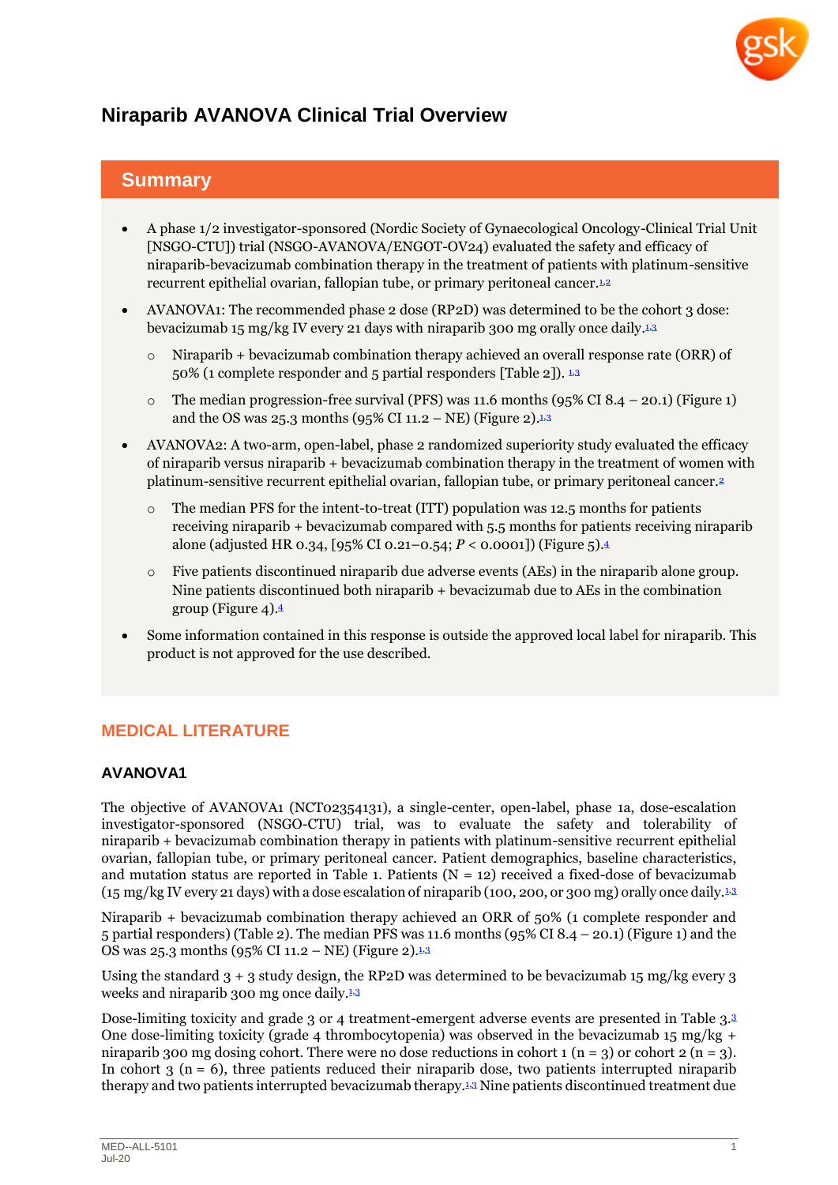# Niraparib AVANOVA Clinical Trial Overview

## Summary

- A phase 1/2 investigator-sponsored (Nordic Society of Gynaecological Oncology-Clinical Trial Unit [NSGO-CTU]) trial (NSGO-AVANOVA/ENGOT-OV24) evaluated the safety and efficacy of niraparib-bevacizumab combination therapy in the treatment of patients with platinum-sensitive recurrent epithelial ovarian, fallopian tube, or primary peritoneal cancer.[1,2]
- AVANOVA1: The recommended phase 2 dose (RP2D) was determined to be the cohort 3 dose: bevacizumab 15 mg/kg IV every 21 days with niraparib 300 mg orally once daily.[1,3]
  - Niraparib + bevacizumab combination therapy achieved an overall response rate (ORR) of 50% (1 complete responder and 5 partial responders [Table 2]). [1,3]
  - The median progression-free survival (PFS) was 11.6 months (95% CI 8.4 – 20.1) (Figure 1) and the OS was 25.3 months (95% CI 11.2 – NE) (Figure 2).[1,3]
- AVANOVA2: A two-arm, open-label, phase 2 randomized superiority study evaluated the efficacy of niraparib versus niraparib + bevacizumab combination therapy in the treatment of women with platinum-sensitive recurrent epithelial ovarian, fallopian tube, or primary peritoneal cancer.[2]
  - The median PFS for the intent-to-treat (ITT) population was 12.5 months for patients receiving niraparib + bevacizumab compared with 5.5 months for patients receiving niraparib alone (adjusted HR 0.34, [95% CI 0.21–0.54; *P* < 0.0001]) (Figure 5).[4]
  - Five patients discontinued niraparib due adverse events (AEs) in the niraparib alone group. Nine patients discontinued both niraparib + bevacizumab due to AEs in the combination group (Figure 4).[4]
- Some information contained in this response is outside the approved local label for niraparib. This product is not approved for the use described.

## MEDICAL LITERATURE

### AVANOVA1

The objective of AVANOVA1 (NCT02354131), a single-center, open-label, phase 1a, dose-escalation investigator-sponsored (NSGO-CTU) trial, was to evaluate the safety and tolerability of niraparib + bevacizumab combination therapy in patients with platinum-sensitive recurrent epithelial ovarian, fallopian tube, or primary peritoneal cancer. Patient demographics, baseline characteristics, and mutation status are reported in Table 1. Patients (N = 12) received a fixed-dose of bevacizumab (15 mg/kg IV every 21 days) with a dose escalation of niraparib (100, 200, or 300 mg) orally once daily.[1,3]

Niraparib + bevacizumab combination therapy achieved an ORR of 50% (1 complete responder and 5 partial responders) (Table 2). The median PFS was 11.6 months (95% CI 8.4 – 20.1) (Figure 1) and the OS was 25.3 months (95% CI 11.2 – NE) (Figure 2).[1,3]

Using the standard 3 + 3 study design, the RP2D was determined to be bevacizumab 15 mg/kg every 3 weeks and niraparib 300 mg once daily.[1,3]

Dose-limiting toxicity and grade 3 or 4 treatment-emergent adverse events are presented in Table 3.[3] One dose-limiting toxicity (grade 4 thrombocytopenia) was observed in the bevacizumab 15 mg/kg + niraparib 300 mg dosing cohort. There were no dose reductions in cohort 1 (n = 3) or cohort 2 (n = 3). In cohort 3 (n = 6), three patients reduced their niraparib dose, two patients interrupted niraparib therapy and two patients interrupted bevacizumab therapy.[1,3] Nine patients discontinued treatment due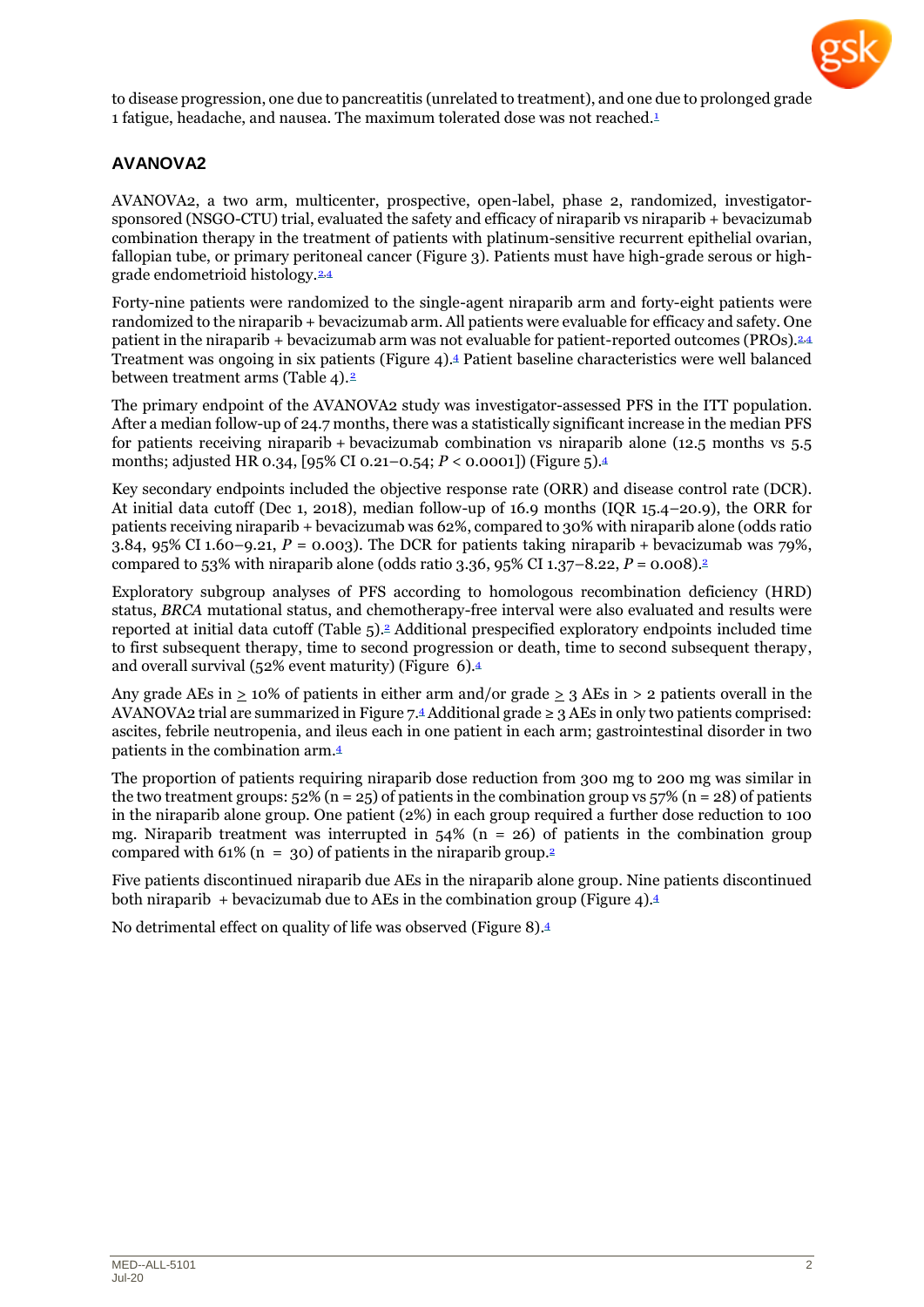to disease progression, one due to pancreatitis (unrelated to treatment), and one due to prolonged grade 1 fatigue, headache, and nausea. The maximum tolerated dose was not reached.[1]

## AVANOVA2

AVANOVA2, a two arm, multicenter, prospective, open-label, phase 2, randomized, investigator-sponsored (NSGO-CTU) trial, evaluated the safety and efficacy of niraparib vs niraparib + bevacizumab combination therapy in the treatment of patients with platinum-sensitive recurrent epithelial ovarian, fallopian tube, or primary peritoneal cancer (Figure 3). Patients must have high-grade serous or high-grade endometrioid histology.[2,4]

Forty-nine patients were randomized to the single-agent niraparib arm and forty-eight patients were randomized to the niraparib + bevacizumab arm. All patients were evaluable for efficacy and safety. One patient in the niraparib + bevacizumab arm was not evaluable for patient-reported outcomes (PROs).[2,4] Treatment was ongoing in six patients (Figure 4).[4] Patient baseline characteristics were well balanced between treatment arms (Table 4).[2]

The primary endpoint of the AVANOVA2 study was investigator-assessed PFS in the ITT population. After a median follow-up of 24.7 months, there was a statistically significant increase in the median PFS for patients receiving niraparib + bevacizumab combination vs niraparib alone (12.5 months vs 5.5 months; adjusted HR 0.34, [95% CI 0.21–0.54; $P < 0.0001$]) (Figure 5).[4]

Key secondary endpoints included the objective response rate (ORR) and disease control rate (DCR). At initial data cutoff (Dec 1, 2018), median follow-up of 16.9 months (IQR 15.4–20.9), the ORR for patients receiving niraparib + bevacizumab was 62%, compared to 30% with niraparib alone (odds ratio 3.84, 95% CI 1.60–9.21, $P = 0.003$). The DCR for patients taking niraparib + bevacizumab was 79%, compared to 53% with niraparib alone (odds ratio 3.36, 95% CI 1.37–8.22, $P = 0.008$).[2]

Exploratory subgroup analyses of PFS according to homologous recombination deficiency (HRD) status, *BRCA* mutational status, and chemotherapy-free interval were also evaluated and results were reported at initial data cutoff (Table 5).[2] Additional prespecified exploratory endpoints included time to first subsequent therapy, time to second progression or death, time to second subsequent therapy, and overall survival (52% event maturity) (Figure 6).[4]

Any grade AEs in ≥ 10% of patients in either arm and/or grade ≥ 3 AEs in > 2 patients overall in the AVANOVA2 trial are summarized in Figure 7.[4] Additional grade ≥ 3 AEs in only two patients comprised: ascites, febrile neutropenia, and ileus each in one patient in each arm; gastrointestinal disorder in two patients in the combination arm.[4]

The proportion of patients requiring niraparib dose reduction from 300 mg to 200 mg was similar in the two treatment groups: 52% (n = 25) of patients in the combination group vs 57% (n = 28) of patients in the niraparib alone group. One patient (2%) in each group required a further dose reduction to 100 mg. Niraparib treatment was interrupted in 54% (n = 26) of patients in the combination group compared with 61% (n = 30) of patients in the niraparib group.[2]

Five patients discontinued niraparib due AEs in the niraparib alone group. Nine patients discontinued both niraparib + bevacizumab due to AEs in the combination group (Figure 4).[4]

No detrimental effect on quality of life was observed (Figure 8).[4]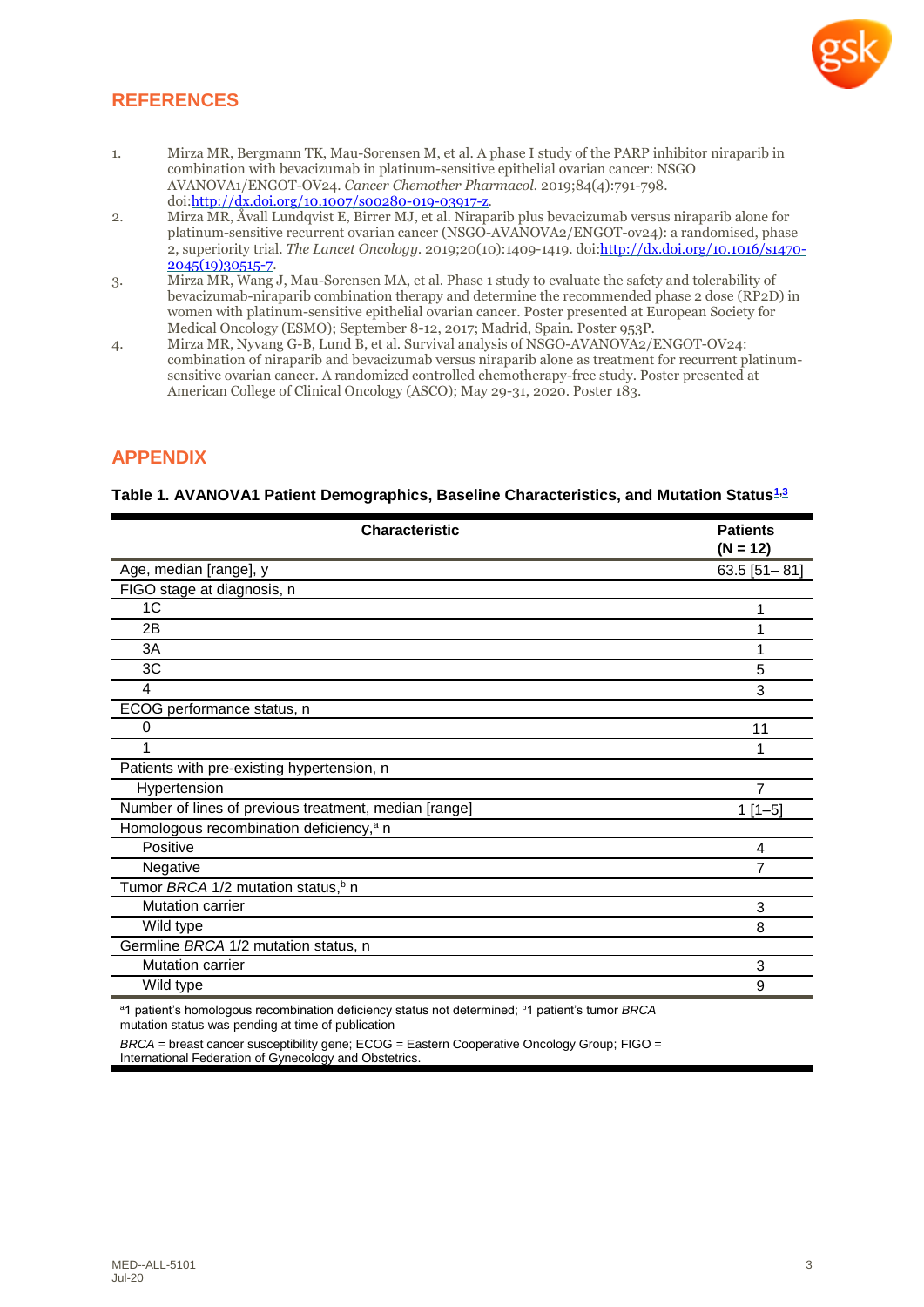## REFERENCES

1. Mirza MR, Bergmann TK, Mau-Sorensen M, et al. A phase I study of the PARP inhibitor niraparib in combination with bevacizumab in platinum-sensitive epithelial ovarian cancer: NSGO AVANOVA1/ENGOT-OV24. *Cancer Chemother Pharmacol.* 2019;84(4):791-798. doi:http://dx.doi.org/10.1007/s00280-019-03917-z.
2. Mirza MR, Åvall Lundqvist E, Birrer MJ, et al. Niraparib plus bevacizumab versus niraparib alone for platinum-sensitive recurrent ovarian cancer (NSGO-AVANOVA2/ENGOT-ov24): a randomised, phase 2, superiority trial. *The Lancet Oncology.* 2019;20(10):1409-1419. doi:http://dx.doi.org/10.1016/s1470-2045(19)30515-7.
3. Mirza MR, Wang J, Mau-Sorensen MA, et al. Phase 1 study to evaluate the safety and tolerability of bevacizumab-niraparib combination therapy and determine the recommended phase 2 dose (RP2D) in women with platinum-sensitive epithelial ovarian cancer. Poster presented at European Society for Medical Oncology (ESMO); September 8-12, 2017; Madrid, Spain. Poster 953P.
4. Mirza MR, Nyvang G-B, Lund B, et al. Survival analysis of NSGO-AVANOVA2/ENGOT-OV24: combination of niraparib and bevacizumab versus niraparib alone as treatment for recurrent platinum-sensitive ovarian cancer. A randomized controlled chemotherapy-free study. Poster presented at American College of Clinical Oncology (ASCO); May 29-31, 2020. Poster 183.

## APPENDIX

**Table 1. AVANOVA1 Patient Demographics, Baseline Characteristics, and Mutation Status[1,3]**

| Characteristic | Patients (N = 12) |
|---|---|
| Age, median [range], y | 63.5 [51– 81] |
| FIGO stage at diagnosis, n | |
| 1C | 1 |
| 2B | 1 |
| 3A | 1 |
| 3C | 5 |
| 4 | 3 |
| ECOG performance status, n | |
| 0 | 11 |
| 1 | 1 |
| Patients with pre-existing hypertension, n | |
| Hypertension | 7 |
| Number of lines of previous treatment, median [range] | 1 [1–5] |
| Homologous recombination deficiency,[a] n | |
| Positive | 4 |
| Negative | 7 |
| Tumor *BRCA* 1/2 mutation status,[b] n | |
| Mutation carrier | 3 |
| Wild type | 8 |
| Germline *BRCA* 1/2 mutation status, n | |
| Mutation carrier | 3 |
| Wild type | 9 |

[a]1 patient's homologous recombination deficiency status not determined; [b]1 patient's tumor *BRCA* mutation status was pending at time of publication

*BRCA* = breast cancer susceptibility gene; ECOG = Eastern Cooperative Oncology Group; FIGO = International Federation of Gynecology and Obstetrics.

MED--ALL-5101
Jul-20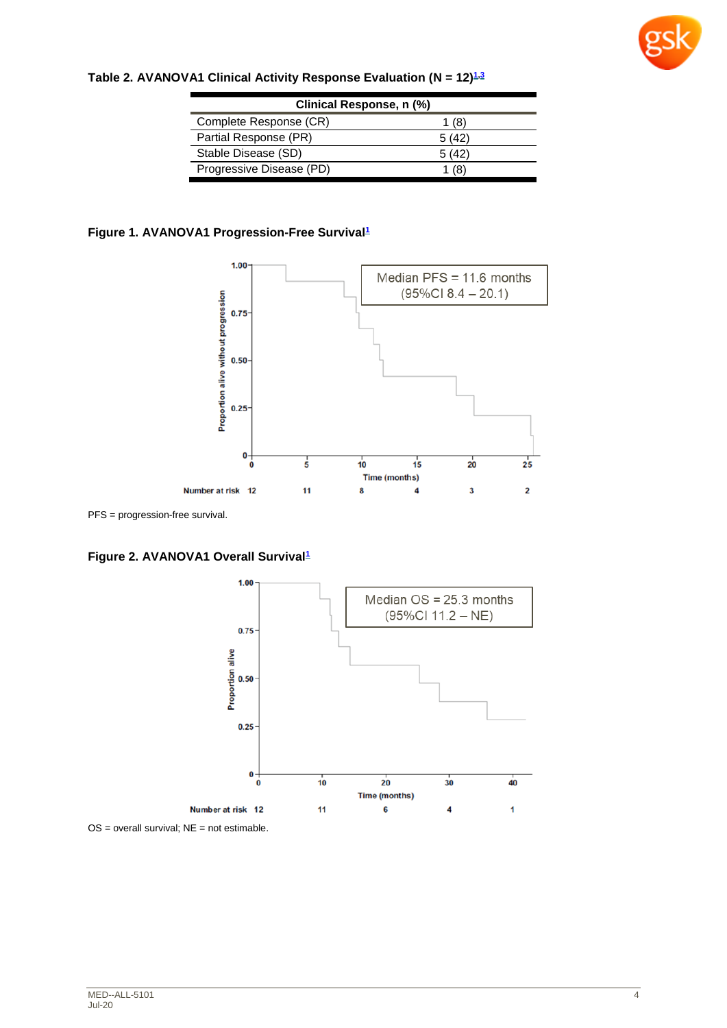**Table 2. AVANOVA1 Clinical Activity Response Evaluation (N = 12)[1,3]**

| Clinical Response, n (%) | |
|---|---|
| Complete Response (CR) | 1 (8) |
| Partial Response (PR) | 5 (42) |
| Stable Disease (SD) | 5 (42) |
| Progressive Disease (PD) | 1 (8) |

**Figure 1. AVANOVA1 Progression-Free Survival[1]**

Median PFS = 11.6 months (95%CI 8.4 – 20.1)

| Time (months) | 0 | 5 | 10 | 15 | 20 | 25 |
|---|---|---|---|---|---|---|
| Number at risk | 12 | 11 | 8 | 4 | 3 | 2 |

PFS = progression-free survival.

**Figure 2. AVANOVA1 Overall Survival[1]**

Median OS = 25.3 months (95%CI 11.2 – NE)

| Time (months) | 0 | 10 | 20 | 30 | 40 |
|---|---|---|---|---|---|
| Number at risk | 12 | 11 | 6 | 4 | 1 |

OS = overall survival; NE = not estimable.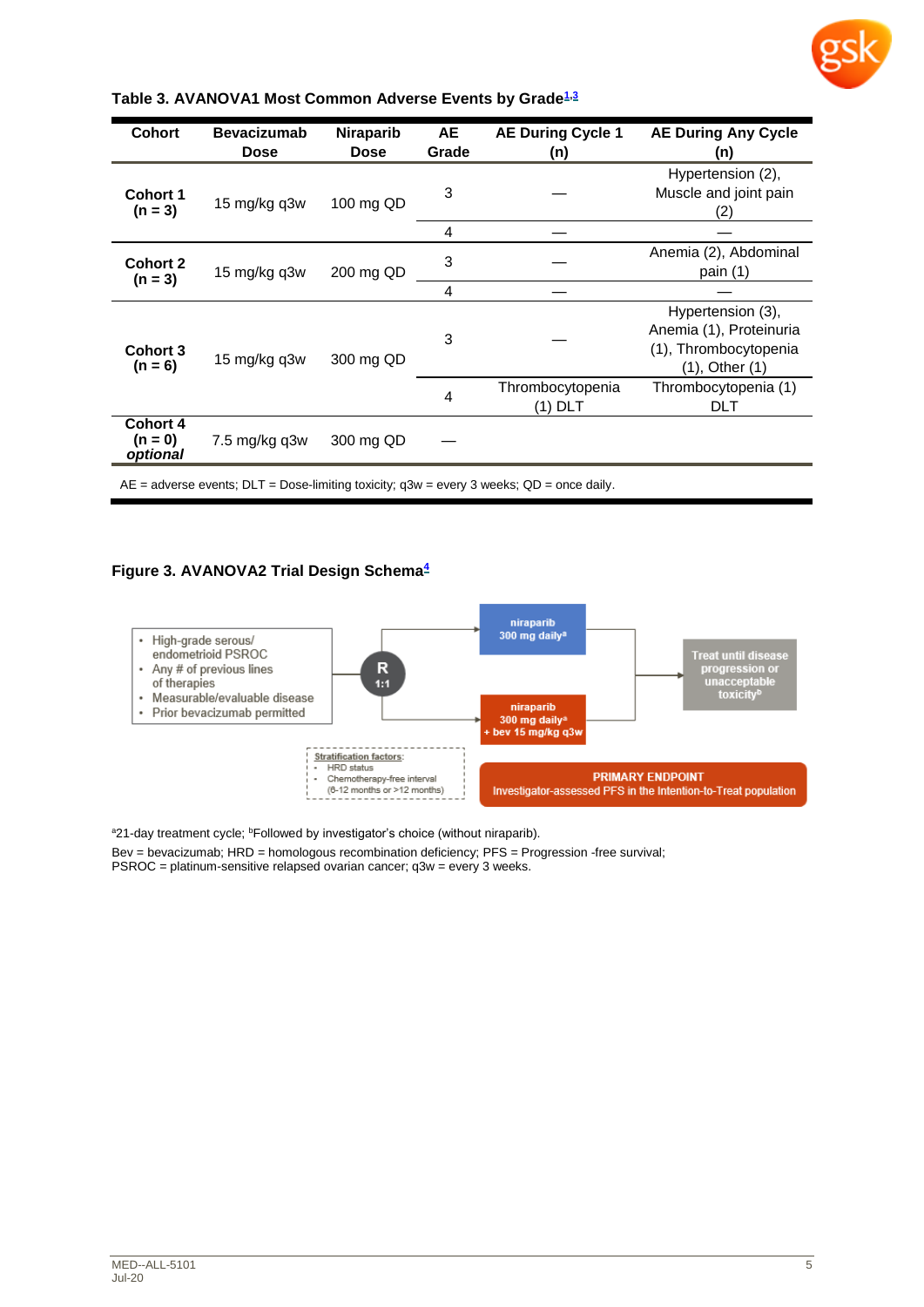**Table 3. AVANOVA1 Most Common Adverse Events by Grade[1,3]**

| Cohort | Bevacizumab Dose | Niraparib Dose | AE Grade | AE During Cycle 1 (n) | AE During Any Cycle (n) |
|---|---|---|---|---|---|
| **Cohort 1 (n = 3)** | 15 mg/kg q3w | 100 mg QD | 3 | — | Hypertension (2), Muscle and joint pain (2) |
| | | | 4 | — | — |
| **Cohort 2 (n = 3)** | 15 mg/kg q3w | 200 mg QD | 3 | — | Anemia (2), Abdominal pain (1) |
| | | | 4 | — | — |
| **Cohort 3 (n = 6)** | 15 mg/kg q3w | 300 mg QD | 3 | — | Hypertension (3), Anemia (1), Proteinuria (1), Thrombocytopenia (1), Other (1) |
| | | | 4 | Thrombocytopenia (1) DLT | Thrombocytopenia (1) DLT |
| **Cohort 4 (n = 0) *optional*** | 7.5 mg/kg q3w | 300 mg QD | — | | |

AE = adverse events; DLT = Dose-limiting toxicity; q3w = every 3 weeks; QD = once daily.

**Figure 3. AVANOVA2 Trial Design Schema[4]**

- High-grade serous/ endometrioid PSROC
- Any # of previous lines of therapies
- Measurable/evaluable disease
- Prior bevacizumab permitted

R 1:1

niraparib 300 mg daily[a]

niraparib 300 mg daily[a] + bev 15 mg/kg q3w

Treat until disease progression or unacceptable toxicity[b]

Stratification factors:
- HRD status
- Chemotherapy-free interval (6-12 months or >12 months)

PRIMARY ENDPOINT
Investigator-assessed PFS in the Intention-to-Treat population

[a]21-day treatment cycle; [b]Followed by investigator's choice (without niraparib).

Bev = bevacizumab; HRD = homologous recombination deficiency; PFS = Progression -free survival; PSROC = platinum-sensitive relapsed ovarian cancer; q3w = every 3 weeks.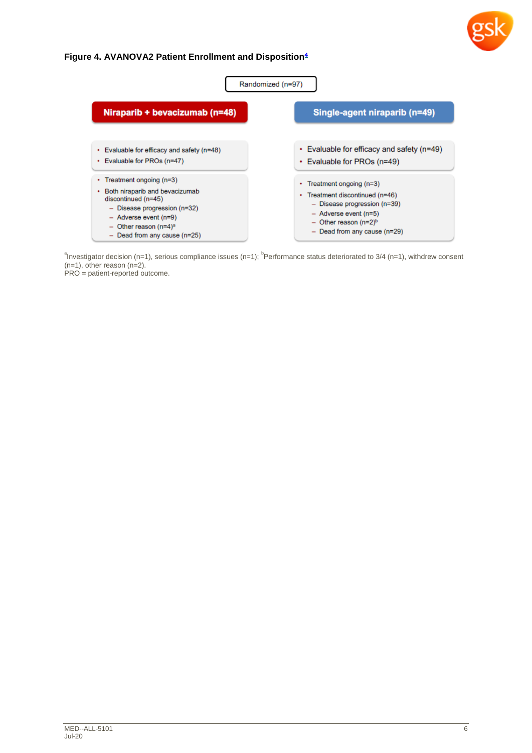**Figure 4. AVANOVA2 Patient Enrollment and Disposition[4]**

Randomized (n=97)

**Niraparib + bevacizumab (n=48)**

- Evaluable for efficacy and safety (n=48)
- Evaluable for PROs (n=47)

- Treatment ongoing (n=3)
- Both niraparib and bevacizumab discontinued (n=45)
  - Disease progression (n=32)
  - Adverse event (n=9)
  - Other reason (n=4)[a]
  - Dead from any cause (n=25)

**Single-agent niraparib (n=49)**

- Evaluable for efficacy and safety (n=49)
- Evaluable for PROs (n=49)

- Treatment ongoing (n=3)
- Treatment discontinued (n=46)
  - Disease progression (n=39)
  - Adverse event (n=5)
  - Other reason (n=2)[b]
  - Dead from any cause (n=29)

[a]Investigator decision (n=1), serious compliance issues (n=1); [b]Performance status deteriorated to 3/4 (n=1), withdrew consent (n=1), other reason (n=2).
PRO = patient-reported outcome.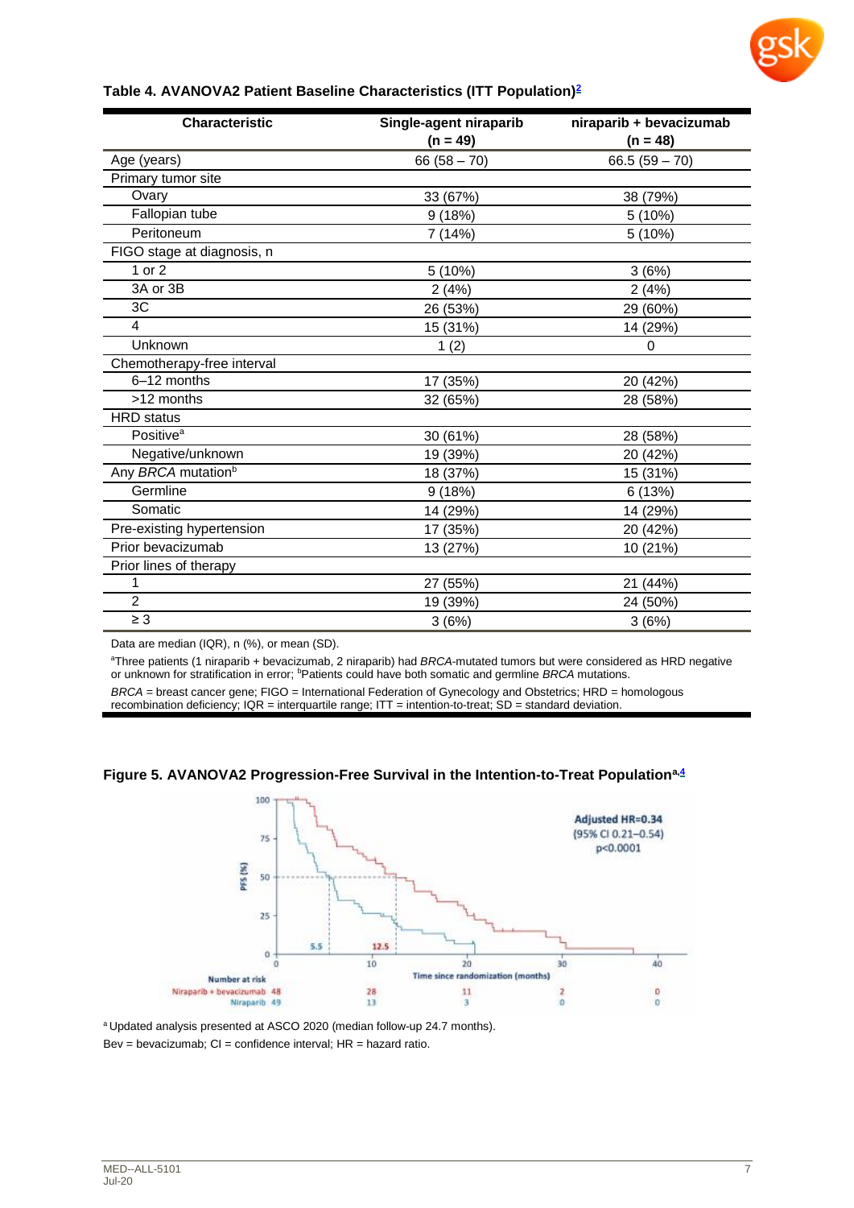**Table 4. AVANOVA2 Patient Baseline Characteristics (ITT Population)[2]**

| Characteristic | Single-agent niraparib (n = 49) | niraparib + bevacizumab (n = 48) |
|---|---|---|
| Age (years) | 66 (58 – 70) | 66.5 (59 – 70) |
| Primary tumor site | | |
| Ovary | 33 (67%) | 38 (79%) |
| Fallopian tube | 9 (18%) | 5 (10%) |
| Peritoneum | 7 (14%) | 5 (10%) |
| FIGO stage at diagnosis, n | | |
| 1 or 2 | 5 (10%) | 3 (6%) |
| 3A or 3B | 2 (4%) | 2 (4%) |
| 3C | 26 (53%) | 29 (60%) |
| 4 | 15 (31%) | 14 (29%) |
| Unknown | 1 (2) | 0 |
| Chemotherapy-free interval | | |
| 6–12 months | 17 (35%) | 20 (42%) |
| >12 months | 32 (65%) | 28 (58%) |
| HRD status | | |
| Positive[a] | 30 (61%) | 28 (58%) |
| Negative/unknown | 19 (39%) | 20 (42%) |
| Any *BRCA* mutation[b] | 18 (37%) | 15 (31%) |
| Germline | 9 (18%) | 6 (13%) |
| Somatic | 14 (29%) | 14 (29%) |
| Pre-existing hypertension | 17 (35%) | 20 (42%) |
| Prior bevacizumab | 13 (27%) | 10 (21%) |
| Prior lines of therapy | | |
| 1 | 27 (55%) | 21 (44%) |
| 2 | 19 (39%) | 24 (50%) |
| ≥ 3 | 3 (6%) | 3 (6%) |

Data are median (IQR), n (%), or mean (SD).

[a]Three patients (1 niraparib + bevacizumab, 2 niraparib) had *BRCA*-mutated tumors but were considered as HRD negative or unknown for stratification in error; [b]Patients could have both somatic and germline *BRCA* mutations.

*BRCA* = breast cancer gene; FIGO = International Federation of Gynecology and Obstetrics; HRD = homologous recombination deficiency; IQR = interquartile range; ITT = intention-to-treat; SD = standard deviation.

**Figure 5. AVANOVA2 Progression-Free Survival in the Intention-to-Treat Population[a,4]**

[a] Updated analysis presented at ASCO 2020 (median follow-up 24.7 months).

Bev = bevacizumab; CI = confidence interval; HR = hazard ratio.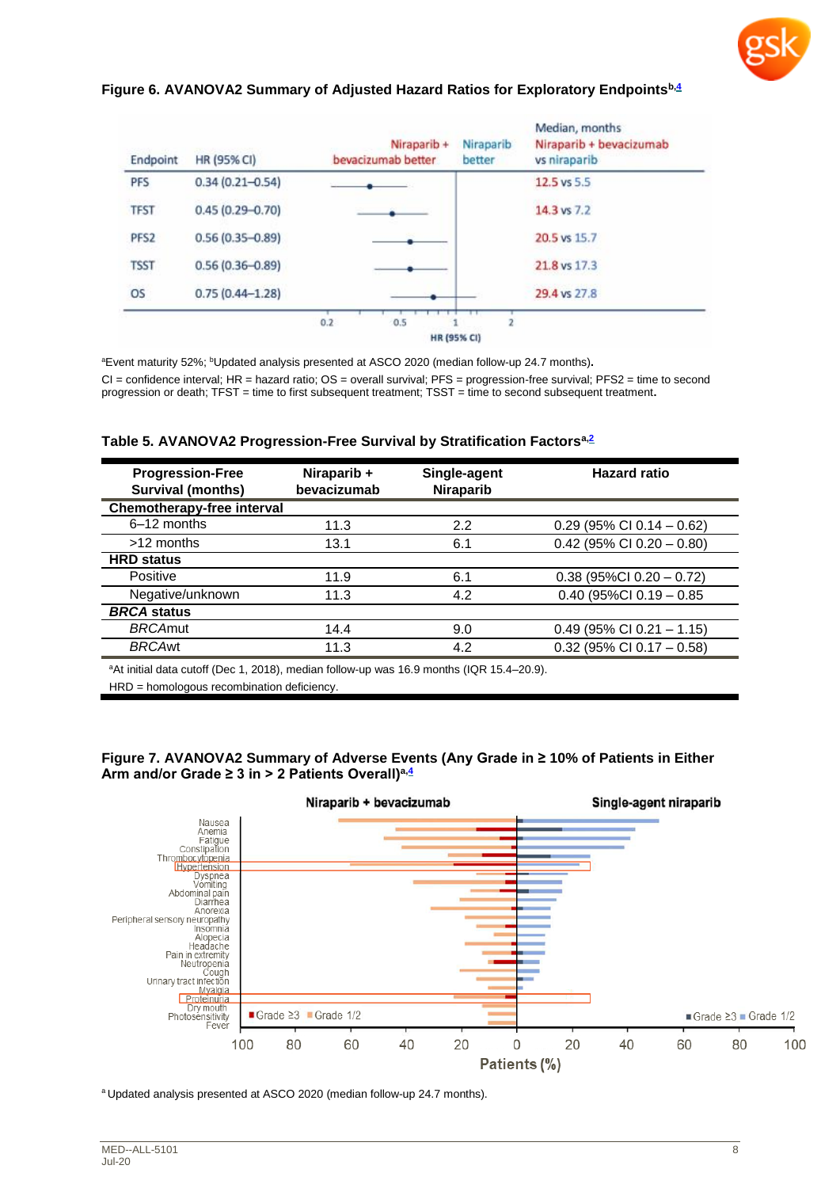**Figure 6. AVANOVA2 Summary of Adjusted Hazard Ratios for Exploratory Endpoints[b,4]**

| Endpoint | HR (95% CI) | Median, months Niraparib + bevacizumab vs niraparib |
|---|---|---|
| PFS | 0.34 (0.21–0.54) | 12.5 vs 5.5 |
| TFST | 0.45 (0.29–0.70) | 14.3 vs 7.2 |
| PFS2 | 0.56 (0.35–0.89) | 20.5 vs 15.7 |
| TSST | 0.56 (0.36–0.89) | 21.8 vs 17.3 |
| OS | 0.75 (0.44–1.28) | 29.4 vs 27.8 |

[a]Event maturity 52%; [b]Updated analysis presented at ASCO 2020 (median follow-up 24.7 months).

CI = confidence interval; HR = hazard ratio; OS = overall survival; PFS = progression-free survival; PFS2 = time to second progression or death; TFST = time to first subsequent treatment; TSST = time to second subsequent treatment.

**Table 5. AVANOVA2 Progression-Free Survival by Stratification Factors[a,2]**

| Progression-Free Survival (months) | Niraparib + bevacizumab | Single-agent Niraparib | Hazard ratio |
|---|---|---|---|
| **Chemotherapy-free interval** | | | |
| 6–12 months | 11.3 | 2.2 | 0.29 (95% CI 0.14 – 0.62) |
| >12 months | 13.1 | 6.1 | 0.42 (95% CI 0.20 – 0.80) |
| **HRD status** | | | |
| Positive | 11.9 | 6.1 | 0.38 (95%CI 0.20 – 0.72) |
| Negative/unknown | 11.3 | 4.2 | 0.40 (95%CI 0.19 – 0.85 |
| ***BRCA* status** | | | |
| *BRCA*mut | 14.4 | 9.0 | 0.49 (95% CI 0.21 – 1.15) |
| *BRCA*wt | 11.3 | 4.2 | 0.32 (95% CI 0.17 – 0.58) |

[a]At initial data cutoff (Dec 1, 2018), median follow-up was 16.9 months (IQR 15.4–20.9).

HRD = homologous recombination deficiency.

**Figure 7. AVANOVA2 Summary of Adverse Events (Any Grade in ≥ 10% of Patients in Either Arm and/or Grade ≥ 3 in > 2 Patients Overall)[a,4]**

[a] Updated analysis presented at ASCO 2020 (median follow-up 24.7 months).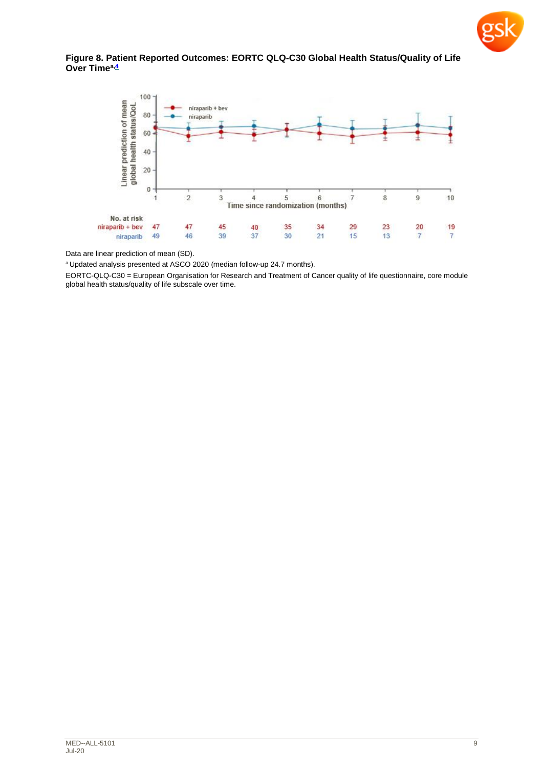**Figure 8. Patient Reported Outcomes: EORTC QLQ-C30 Global Health Status/Quality of Life Over Time[a,4]**

Linear prediction of mean global health status/QoL

100

80

60

40

20

0

niraparib + bev

niraparib

1 2 3 4 5 6 7 8 9 10

Time since randomization (months)

No. at risk

niraparib + bev 47 47 45 40 35 34 29 23 20 19

niraparib 49 46 39 37 30 21 15 13 7 7

Data are linear prediction of mean (SD).

[a] Updated analysis presented at ASCO 2020 (median follow-up 24.7 months).

EORTC-QLQ-C30 = European Organisation for Research and Treatment of Cancer quality of life questionnaire, core module global health status/quality of life subscale over time.